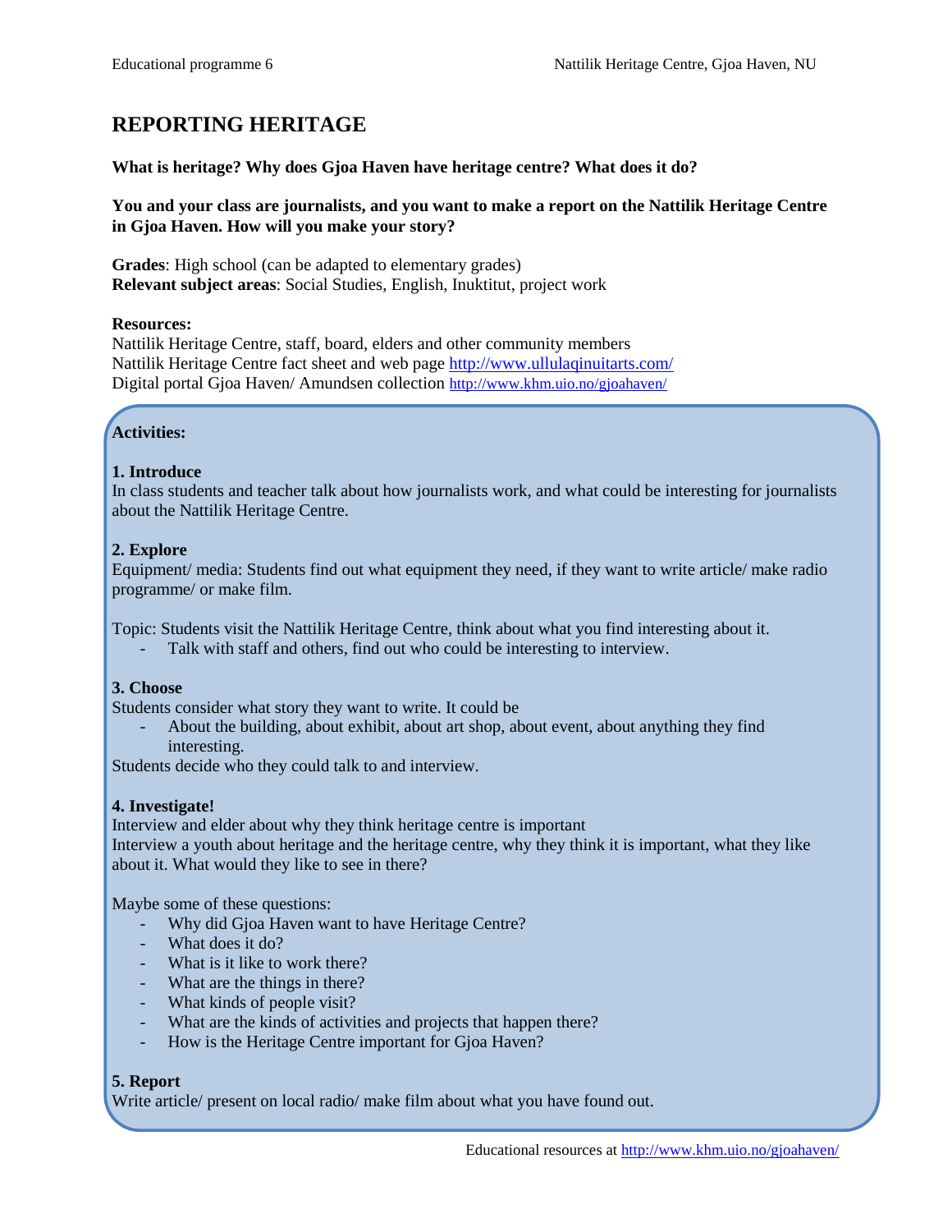# REPORTING HERITAGE

**What is heritage? Why does Gjoa Haven have heritage centre? What does it do?**

**You and your class are journalists, and you want to make a report on the Nattilik Heritage Centre in Gjoa Haven. How will you make your story?**

**Grades**: High school (can be adapted to elementary grades)
**Relevant subject areas**: Social Studies, English, Inuktitut, project work

**Resources:**
Nattilik Heritage Centre, staff, board, elders and other community members
Nattilik Heritage Centre fact sheet and web page http://www.ullulaqinuitarts.com/
Digital portal Gjoa Haven/ Amundsen collection http://www.khm.uio.no/gjoahaven/

**Activities:**

**1. Introduce**
In class students and teacher talk about how journalists work, and what could be interesting for journalists about the Nattilik Heritage Centre.

**2. Explore**
Equipment/ media: Students find out what equipment they need, if they want to write article/ make radio programme/ or make film.

Topic: Students visit the Nattilik Heritage Centre, think about what you find interesting about it.

- Talk with staff and others, find out who could be interesting to interview.

**3. Choose**
Students consider what story they want to write. It could be

- About the building, about exhibit, about art shop, about event, about anything they find interesting.

Students decide who they could talk to and interview.

**4. Investigate!**
Interview and elder about why they think heritage centre is important
Interview a youth about heritage and the heritage centre, why they think it is important, what they like about it. What would they like to see in there?

Maybe some of these questions:

- Why did Gjoa Haven want to have Heritage Centre?
- What does it do?
- What is it like to work there?
- What are the things in there?
- What kinds of people visit?
- What are the kinds of activities and projects that happen there?
- How is the Heritage Centre important for Gjoa Haven?

**5. Report**
Write article/ present on local radio/ make film about what you have found out.

Educational resources at http://www.khm.uio.no/gjoahaven/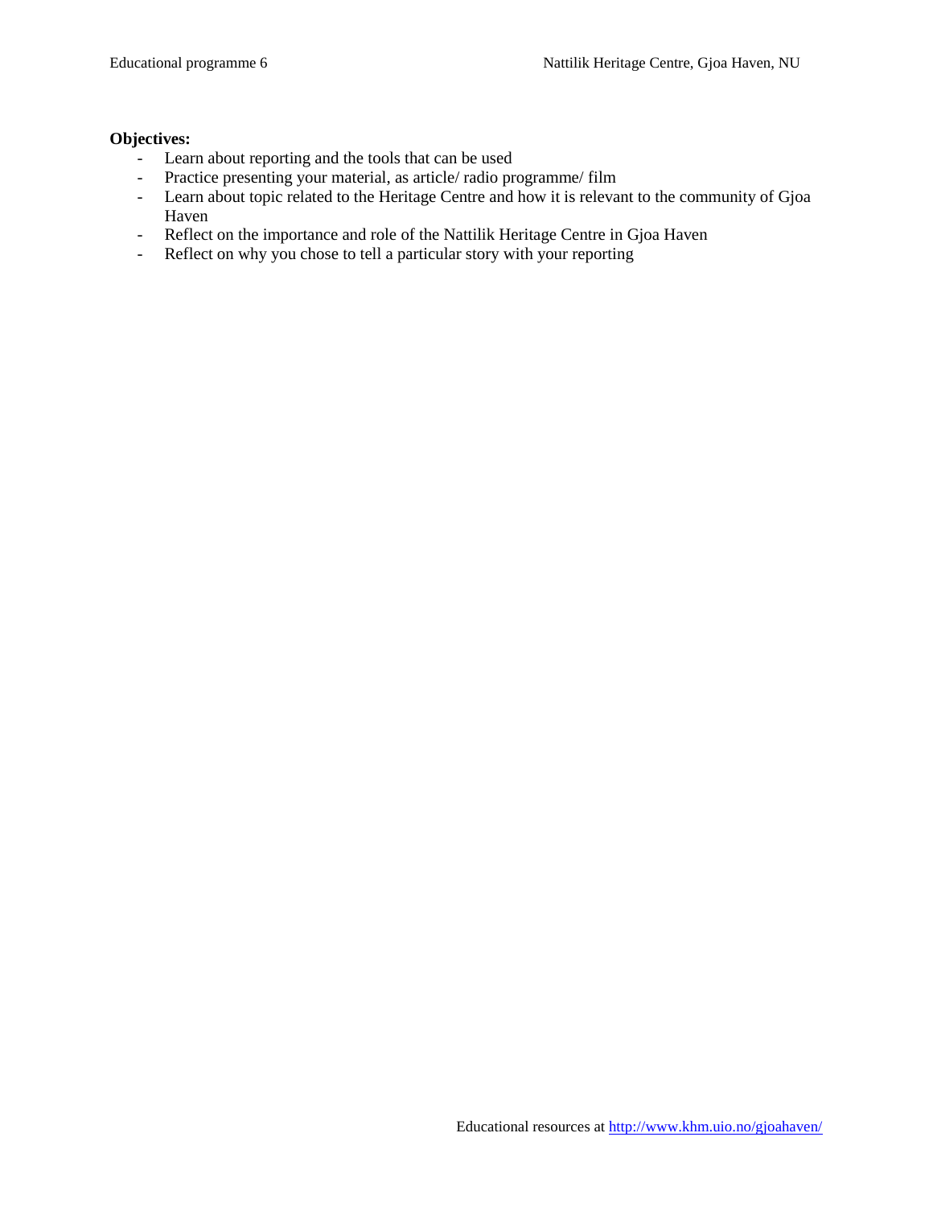**Objectives:**

- Learn about reporting and the tools that can be used
- Practice presenting your material, as article/ radio programme/ film
- Learn about topic related to the Heritage Centre and how it is relevant to the community of Gjoa Haven
- Reflect on the importance and role of the Nattilik Heritage Centre in Gjoa Haven
- Reflect on why you chose to tell a particular story with your reporting